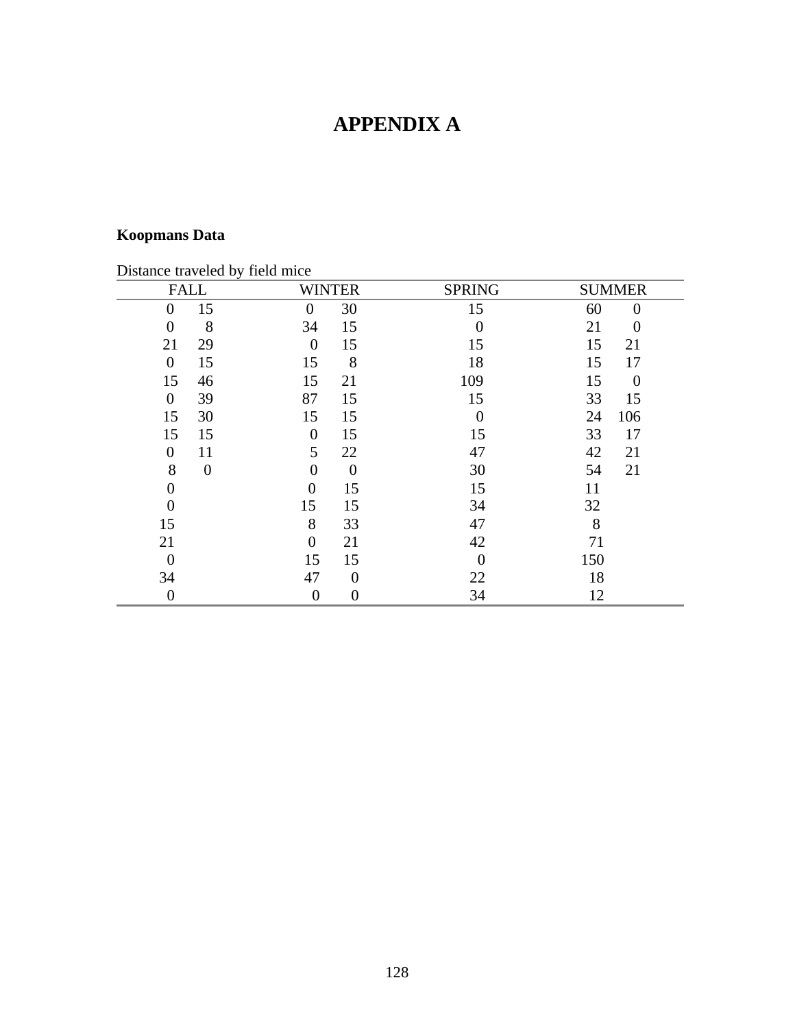# APPENDIX A

**Koopmans Data**

Distance traveled by field mice

| FALL | | WINTER | | SPRING | SUMMER | |
|---|---|---|---|---|---|---|
| 0 | 15 | 0 | 30 | 15 | 60 | 0 |
| 0 | 8 | 34 | 15 | 0 | 21 | 0 |
| 21 | 29 | 0 | 15 | 15 | 15 | 21 |
| 0 | 15 | 15 | 8 | 18 | 15 | 17 |
| 15 | 46 | 15 | 21 | 109 | 15 | 0 |
| 0 | 39 | 87 | 15 | 15 | 33 | 15 |
| 15 | 30 | 15 | 15 | 0 | 24 | 106 |
| 15 | 15 | 0 | 15 | 15 | 33 | 17 |
| 0 | 11 | 5 | 22 | 47 | 42 | 21 |
| 8 | 0 | 0 | 0 | 30 | 54 | 21 |
| 0 | | 0 | 15 | 15 | 11 | |
| 0 | | 15 | 15 | 34 | 32 | |
| 15 | | 8 | 33 | 47 | 8 | |
| 21 | | 0 | 21 | 42 | 71 | |
| 0 | | 15 | 15 | 0 | 150 | |
| 34 | | 47 | 0 | 22 | 18 | |
| 0 | | 0 | 0 | 34 | 12 | |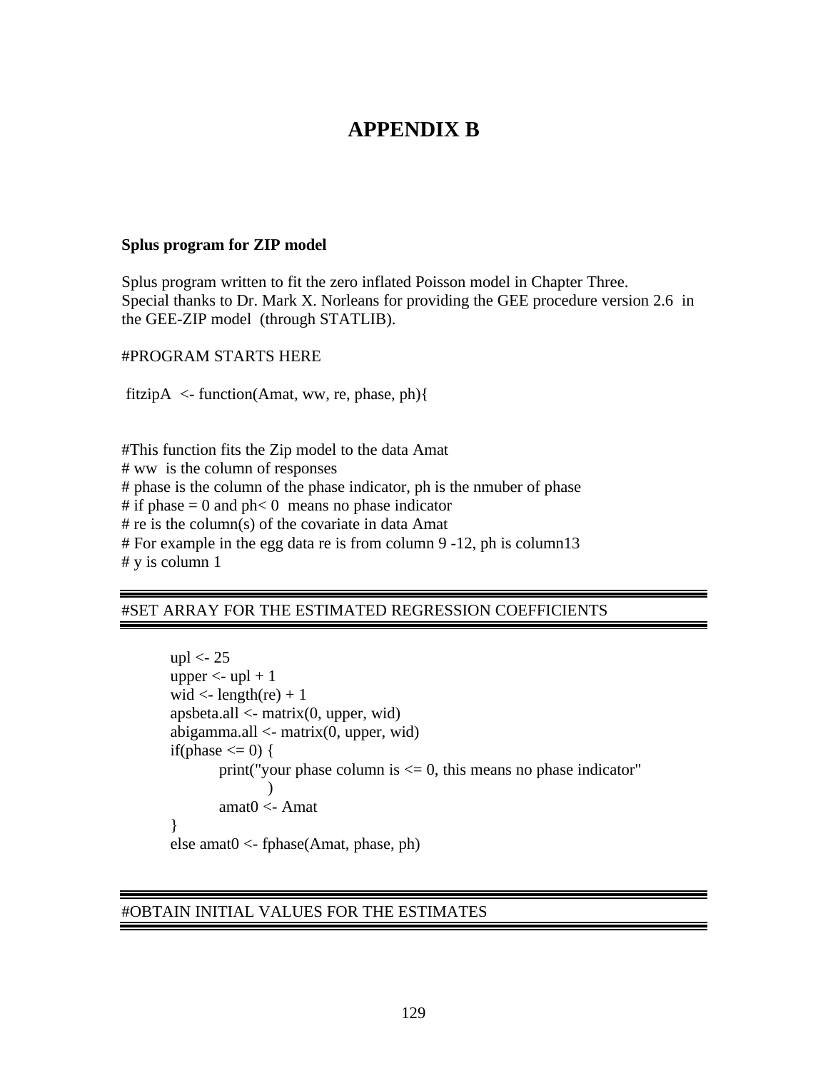# APPENDIX B

**Splus program for ZIP model**

Splus program written to fit the zero inflated Poisson model in Chapter Three.
Special thanks to Dr. Mark X. Norleans for providing the GEE procedure version 2.6 in the GEE-ZIP model (through STATLIB).

```
#PROGRAM STARTS HERE

 fitzipA  <- function(Amat, ww, re, phase, ph){


#This function fits the Zip model to the data Amat
# ww  is the column of responses
# phase is the column of the phase indicator, ph is the nmuber of phase
# if phase = 0 and ph< 0  means no phase indicator
# re is the column(s) of the covariate in data Amat
# For example in the egg data re is from column 9 -12, ph is column13
# y is column 1
```

---

```
#SET ARRAY FOR THE ESTIMATED REGRESSION COEFFICIENTS
```

---

```
        upl <- 25
        upper <- upl + 1
        wid <- length(re) + 1
        apsbeta.all <- matrix(0, upper, wid)
        abigamma.all <- matrix(0, upper, wid)
        if(phase <= 0) {
                print("your phase column is <= 0, this means no phase indicator"
                        )
                amat0 <- Amat
        }
        else amat0 <- fphase(Amat, phase, ph)
```

---

```
#OBTAIN INITIAL VALUES FOR THE ESTIMATES
```

---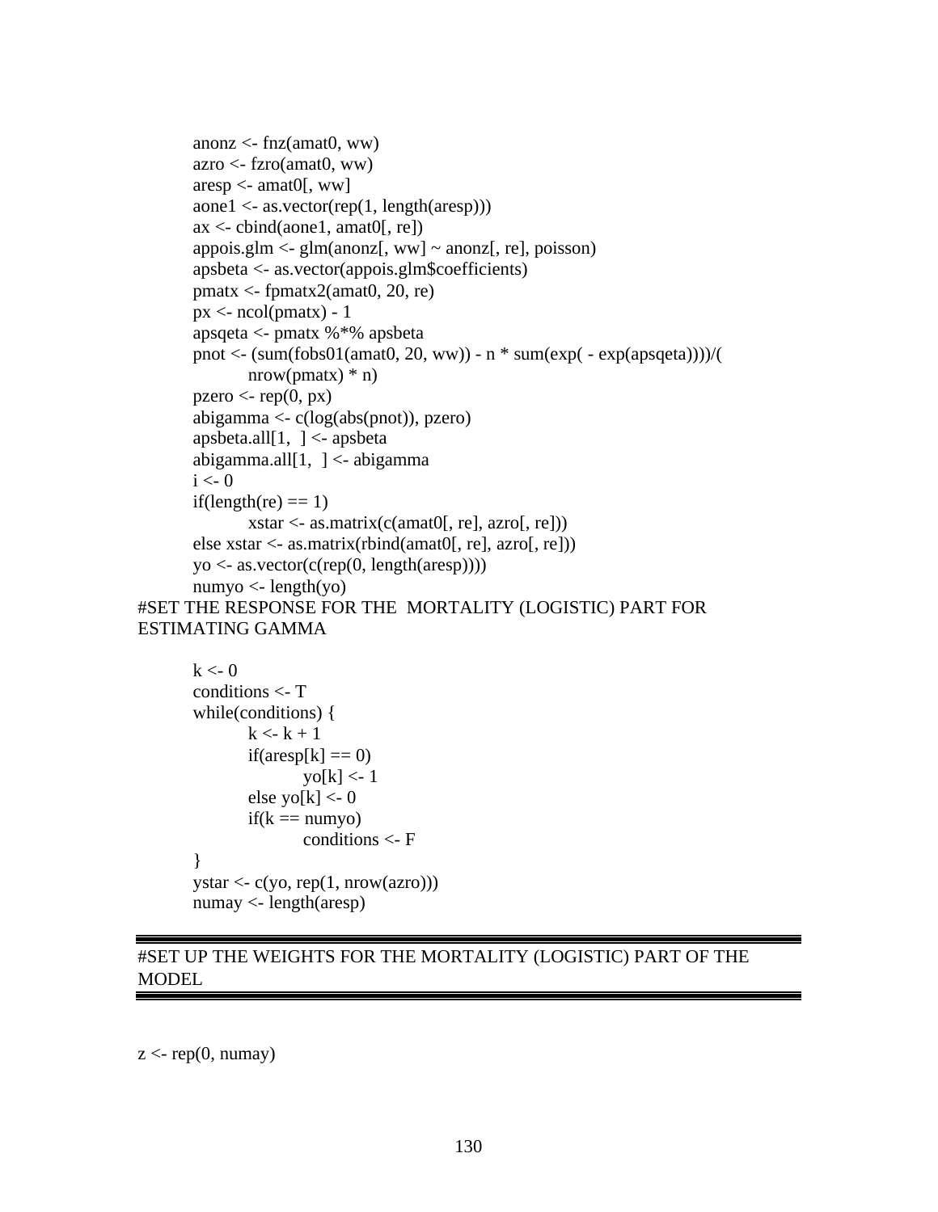```
anonz <- fnz(amat0, ww)
azro <- fzro(amat0, ww)
aresp <- amat0[, ww]
aone1 <- as.vector(rep(1, length(aresp)))
ax <- cbind(aone1, amat0[, re])
appois.glm <- glm(anonz[, ww] ~ anonz[, re], poisson)
apsbeta <- as.vector(appois.glm$coefficients)
pmatx <- fpmatx2(amat0, 20, re)
px <- ncol(pmatx) - 1
apsqeta <- pmatx %*% apsbeta
pnot <- (sum(fobs01(amat0, 20, ww)) - n * sum(exp( - exp(apsqeta))))/(
        nrow(pmatx) * n)
pzero <- rep(0, px)
abigamma <- c(log(abs(pnot)), pzero)
apsbeta.all[1,  ] <- apsbeta
abigamma.all[1,  ] <- abigamma
i <- 0
if(length(re) == 1)
        xstar <- as.matrix(c(amat0[, re], azro[, re]))
else xstar <- as.matrix(rbind(amat0[, re], azro[, re]))
yo <- as.vector(c(rep(0, length(aresp))))
numyo <- length(yo)
#SET THE RESPONSE FOR THE  MORTALITY (LOGISTIC) PART FOR
ESTIMATING GAMMA

k <- 0
conditions <- T
while(conditions) {
        k <- k + 1
        if(aresp[k] == 0)
                yo[k] <- 1
        else yo[k] <- 0
        if(k == numyo)
                conditions <- F
}
ystar <- c(yo, rep(1, nrow(azro)))
numay <- length(aresp)
```

---

#SET UP THE WEIGHTS FOR THE MORTALITY (LOGISTIC) PART OF THE MODEL

---

```
z <- rep(0, numay)
```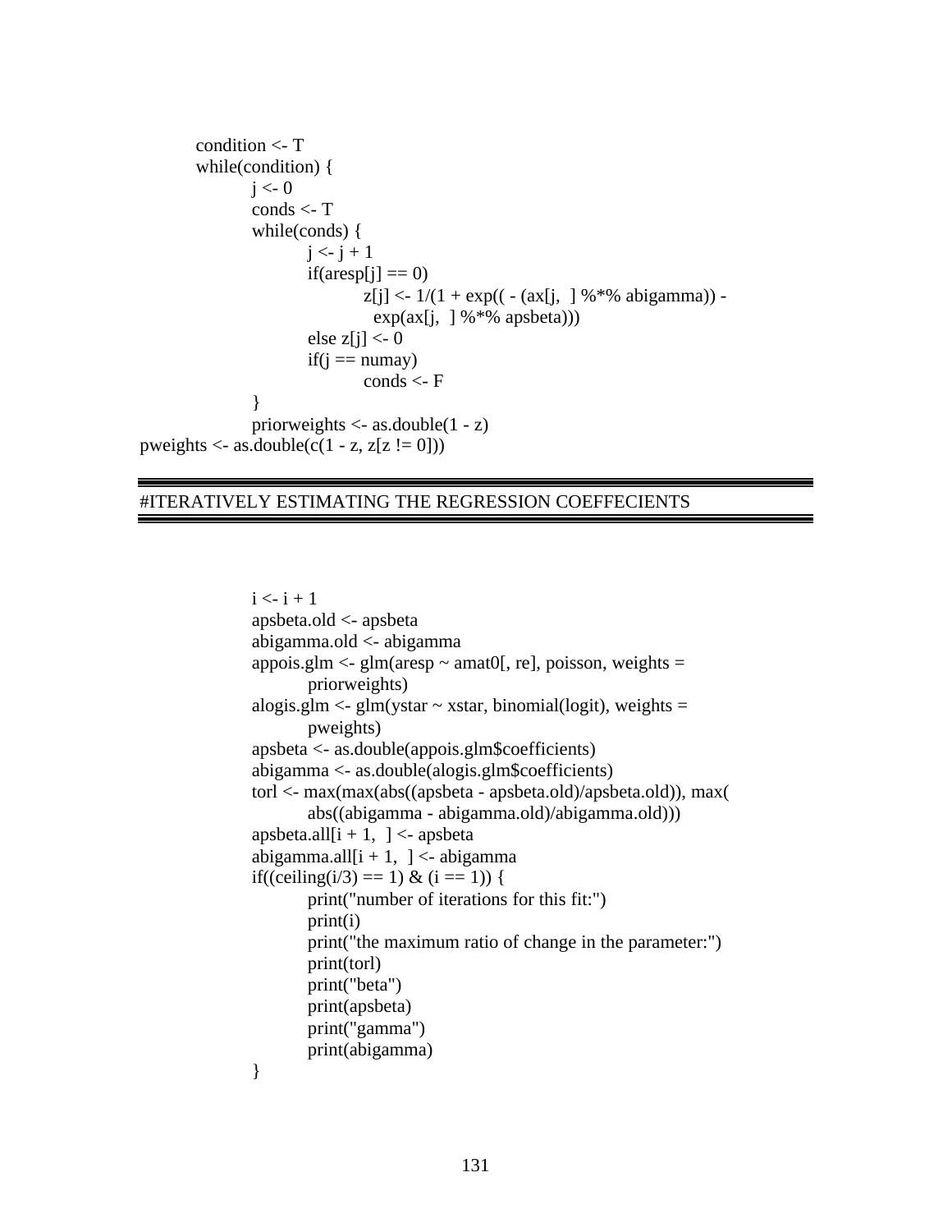```
        condition <- T
        while(condition) {
                j <- 0
                conds <- T
                while(conds) {
                        j <- j + 1
                        if(aresp[j] == 0)
                                z[j] <- 1/(1 + exp(( - (ax[j,  ] %*% abigamma)) -
                                  exp(ax[j,  ] %*% apsbeta)))
                        else z[j] <- 0
                        if(j == numay)
                                conds <- F
                }
                priorweights <- as.double(1 - z)
pweights <- as.double(c(1 - z, z[z != 0]))
```

#ITERATIVELY ESTIMATING THE REGRESSION COEFFECIENTS

```
                i <- i + 1
                apsbeta.old <- apsbeta
                abigamma.old <- abigamma
                appois.glm <- glm(aresp ~ amat0[, re], poisson, weights =
                        priorweights)
                alogis.glm <- glm(ystar ~ xstar, binomial(logit), weights =
                        pweights)
                apsbeta <- as.double(appois.glm$coefficients)
                abigamma <- as.double(alogis.glm$coefficients)
                torl <- max(max(abs((apsbeta - apsbeta.old)/apsbeta.old)), max(
                        abs((abigamma - abigamma.old)/abigamma.old)))
                apsbeta.all[i + 1,  ] <- apsbeta
                abigamma.all[i + 1,  ] <- abigamma
                if((ceiling(i/3) == 1) & (i == 1)) {
                        print("number of iterations for this fit:")
                        print(i)
                        print("the maximum ratio of change in the parameter:")
                        print(torl)
                        print("beta")
                        print(apsbeta)
                        print("gamma")
                        print(abigamma)
                }
```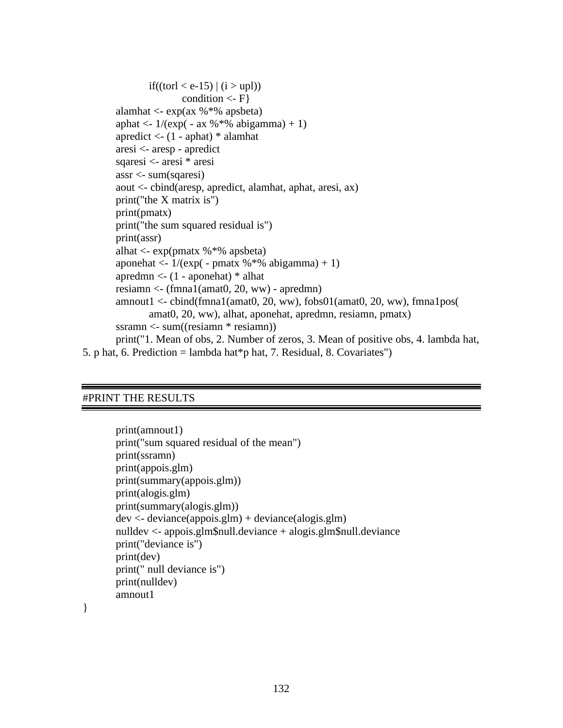```
            if((torl < e-15) | (i > upl))
                  condition <- F}
      alamhat <- exp(ax %*% apsbeta)
      aphat <- 1/(exp( - ax %*% abigamma) + 1)
      apredict <- (1 - aphat) * alamhat
      aresi <- aresp - apredict
      sqaresi <- aresi * aresi
      assr <- sum(sqaresi)
      aout <- cbind(aresp, apredict, alamhat, aphat, aresi, ax)
      print("the X matrix is")
      print(pmatx)
      print("the sum squared residual is")
      print(assr)
      alhat <- exp(pmatx %*% apsbeta)
      aponehat <- 1/(exp( - pmatx %*% abigamma) + 1)
      apredmn <- (1 - aponehat) * alhat
      resiamn <- (fmna1(amat0, 20, ww) - apredmn)
      amnout1 <- cbind(fmna1(amat0, 20, ww), fobs01(amat0, 20, ww), fmna1pos(
            amat0, 20, ww), alhat, aponehat, apredmn, resiamn, pmatx)
      ssramn <- sum((resiamn * resiamn))
      print("1. Mean of obs, 2. Number of zeros, 3. Mean of positive obs, 4. lambda hat,
5. p hat, 6. Prediction = lambda hat*p hat, 7. Residual, 8. Covariates")
```

#PRINT THE RESULTS

```
      print(amnout1)
      print("sum squared residual of the mean")
      print(ssramn)
      print(appois.glm)
      print(summary(appois.glm))
      print(alogis.glm)
      print(summary(alogis.glm))
      dev <- deviance(appois.glm) + deviance(alogis.glm)
      nulldev <- appois.glm$null.deviance + alogis.glm$null.deviance
      print("deviance is")
      print(dev)
      print(" null deviance is")
      print(nulldev)
      amnout1
}
```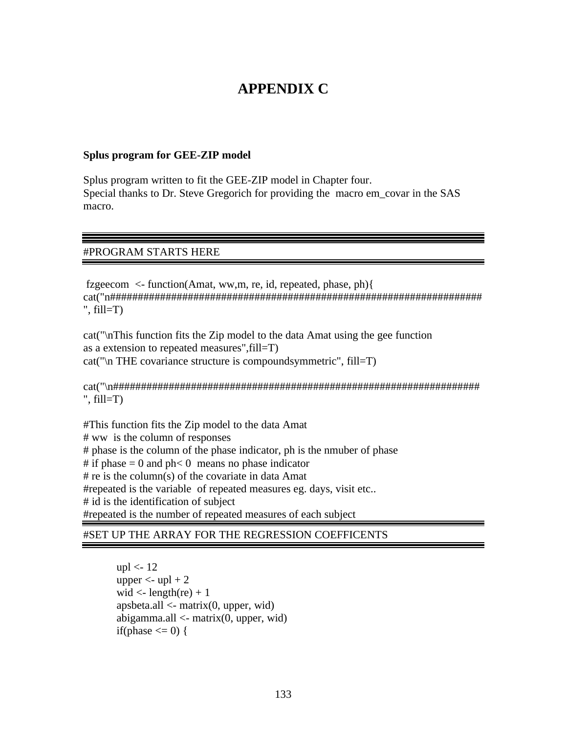# APPENDIX C

**Splus program for GEE-ZIP model**

Splus program written to fit the GEE-ZIP model in Chapter four.
Special thanks to Dr. Steve Gregorich for providing the macro em_covar in the SAS macro.

---

#PROGRAM STARTS HERE

---

```
 fzgeecom  <- function(Amat, ww,m, re, id, repeated, phase, ph){
cat("n#######################################################################
", fill=T)

cat("\nThis function fits the Zip model to the data Amat using the gee function
as a extension to repeated measures",fill=T)
cat("\n THE covariance structure is compoundsymmetric", fill=T)

cat("\n######################################################################
", fill=T)

#This function fits the Zip model to the data Amat
# ww  is the column of responses
# phase is the column of the phase indicator, ph is the nmuber of phase
# if phase = 0 and ph< 0  means no phase indicator
# re is the column(s) of the covariate in data Amat
#repeated is the variable  of repeated measures eg. days, visit etc..
# id is the identification of subject
#repeated is the number of repeated measures of each subject
```

---

#SET UP THE ARRAY FOR THE REGRESSION COEFFICENTS

---

```
        upl <- 12
        upper <- upl + 2
        wid <- length(re) + 1
        apsbeta.all <- matrix(0, upper, wid)
        abigamma.all <- matrix(0, upper, wid)
        if(phase <= 0) {
```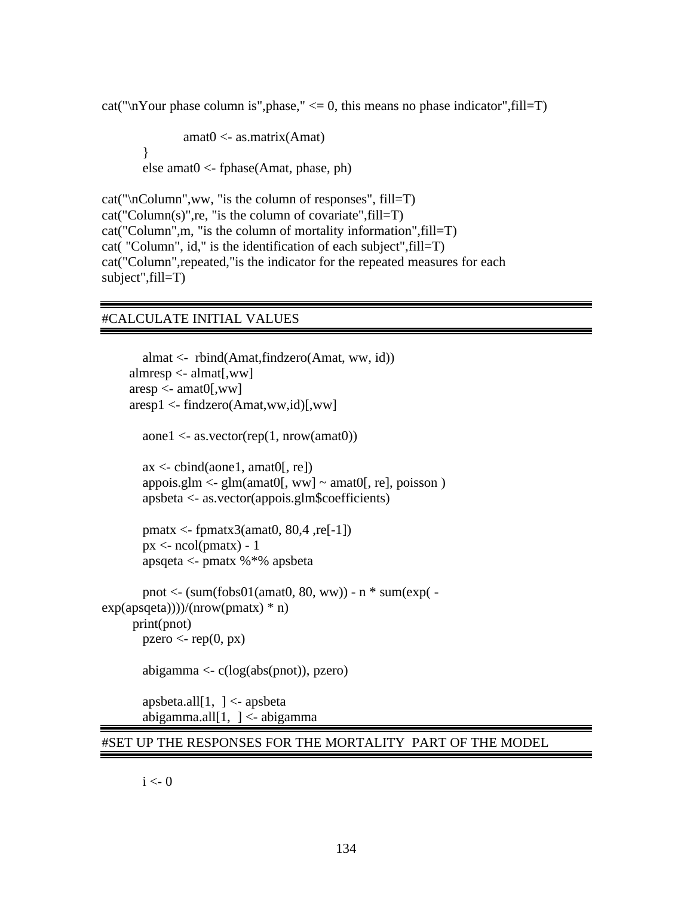```
cat("\nYour phase column is",phase," <= 0, this means no phase indicator",fill=T)

                amat0 <- as.matrix(Amat)
        }
        else amat0 <- fphase(Amat, phase, ph)

cat("\nColumn",ww, "is the column of responses", fill=T)
cat("Column(s)",re, "is the column of covariate",fill=T)
cat("Column",m, "is the column of mortality information",fill=T)
cat( "Column", id," is the identification of each subject",fill=T)
cat("Column",repeated,"is the indicator for the repeated measures for each
subject",fill=T)
```

#CALCULATE INITIAL VALUES

```
        almat <-  rbind(Amat,findzero(Amat, ww, id))
      almresp <- almat[,ww]
      aresp <- amat0[,ww]
      aresp1 <- findzero(Amat,ww,id)[,ww]

        aone1 <- as.vector(rep(1, nrow(amat0))

        ax <- cbind(aone1, amat0[, re])
        appois.glm <- glm(amat0[, ww] ~ amat0[, re], poisson )
        apsbeta <- as.vector(appois.glm$coefficients)

        pmatx <- fpmatx3(amat0, 80,4 ,re[-1])
        px <- ncol(pmatx) - 1
        apsqeta <- pmatx %*% apsbeta

        pnot <- (sum(fobs01(amat0, 80, ww)) - n * sum(exp( -
exp(apsqeta))))/(nrow(pmatx) * n)
       print(pnot)
        pzero <- rep(0, px)

        abigamma <- c(log(abs(pnot)), pzero)

        apsbeta.all[1,  ] <- apsbeta
        abigamma.all[1,  ] <- abigamma
```

#SET UP THE RESPONSES FOR THE MORTALITY PART OF THE MODEL

```
        i <- 0
```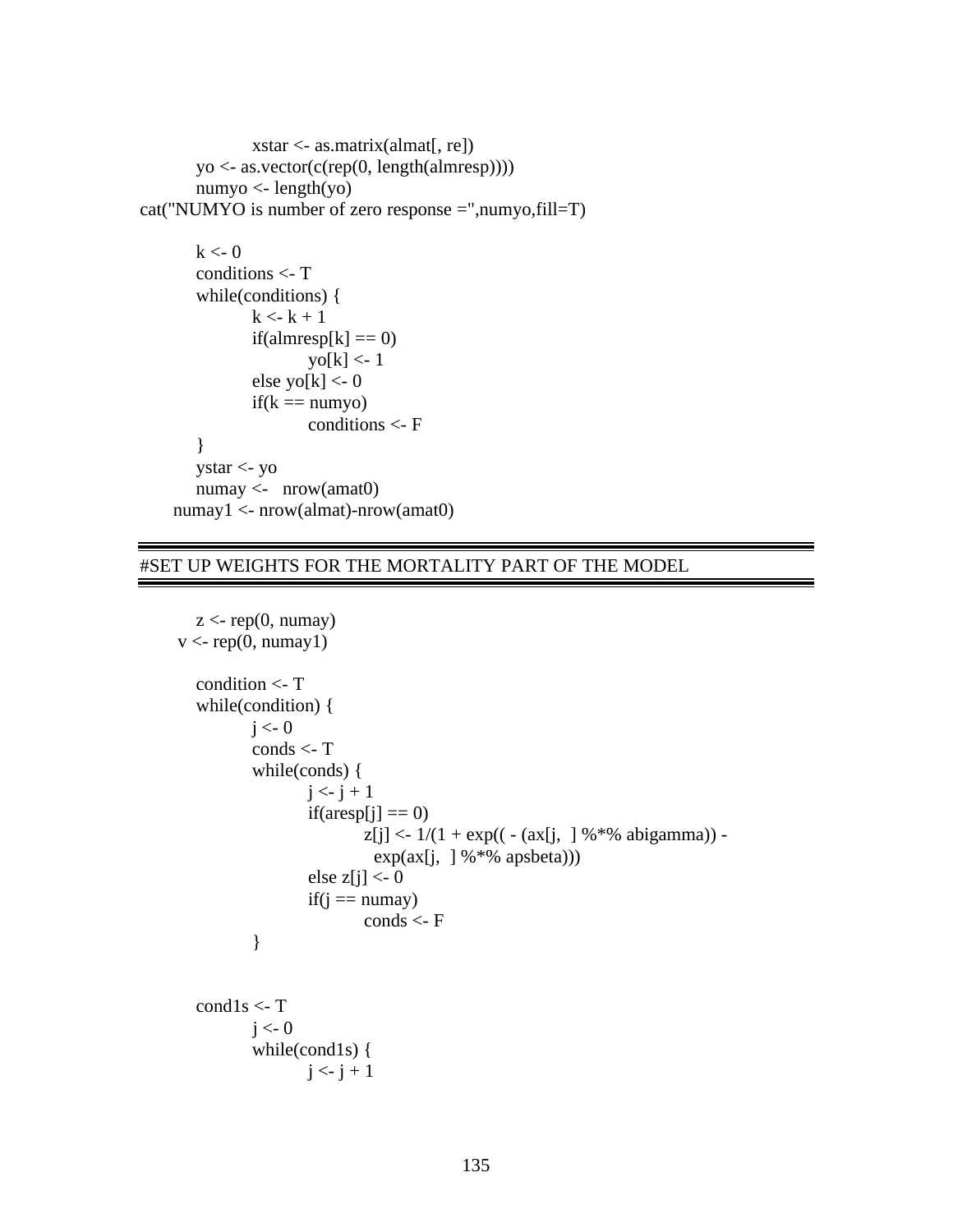```
            xstar <- as.matrix(almat[, re])
        yo <- as.vector(c(rep(0, length(almresp))))
        numyo <- length(yo)
cat("NUMYO is number of zero response =",numyo,fill=T)

        k <- 0
        conditions <- T
        while(conditions) {
                k <- k + 1
                if(almresp[k] == 0)
                        yo[k] <- 1
                else yo[k] <- 0
                if(k == numyo)
                        conditions <- F
        }
        ystar <- yo
        numay <-   nrow(amat0)
     numay1 <- nrow(almat)-nrow(amat0)
```

---

#SET UP WEIGHTS FOR THE MORTALITY PART OF THE MODEL

---

```
        z <- rep(0, numay)
     v <- rep(0, numay1)

        condition <- T
        while(condition) {
                j <- 0
                conds <- T
                while(conds) {
                        j <- j + 1
                        if(aresp[j] == 0)
                                z[j] <- 1/(1 + exp(( - (ax[j,  ] %*% abigamma)) -
                                  exp(ax[j,  ] %*% apsbeta)))
                        else z[j] <- 0
                        if(j == numay)
                                conds <- F
                }


        cond1s <- T
                j <- 0
                while(cond1s) {
                        j <- j + 1
```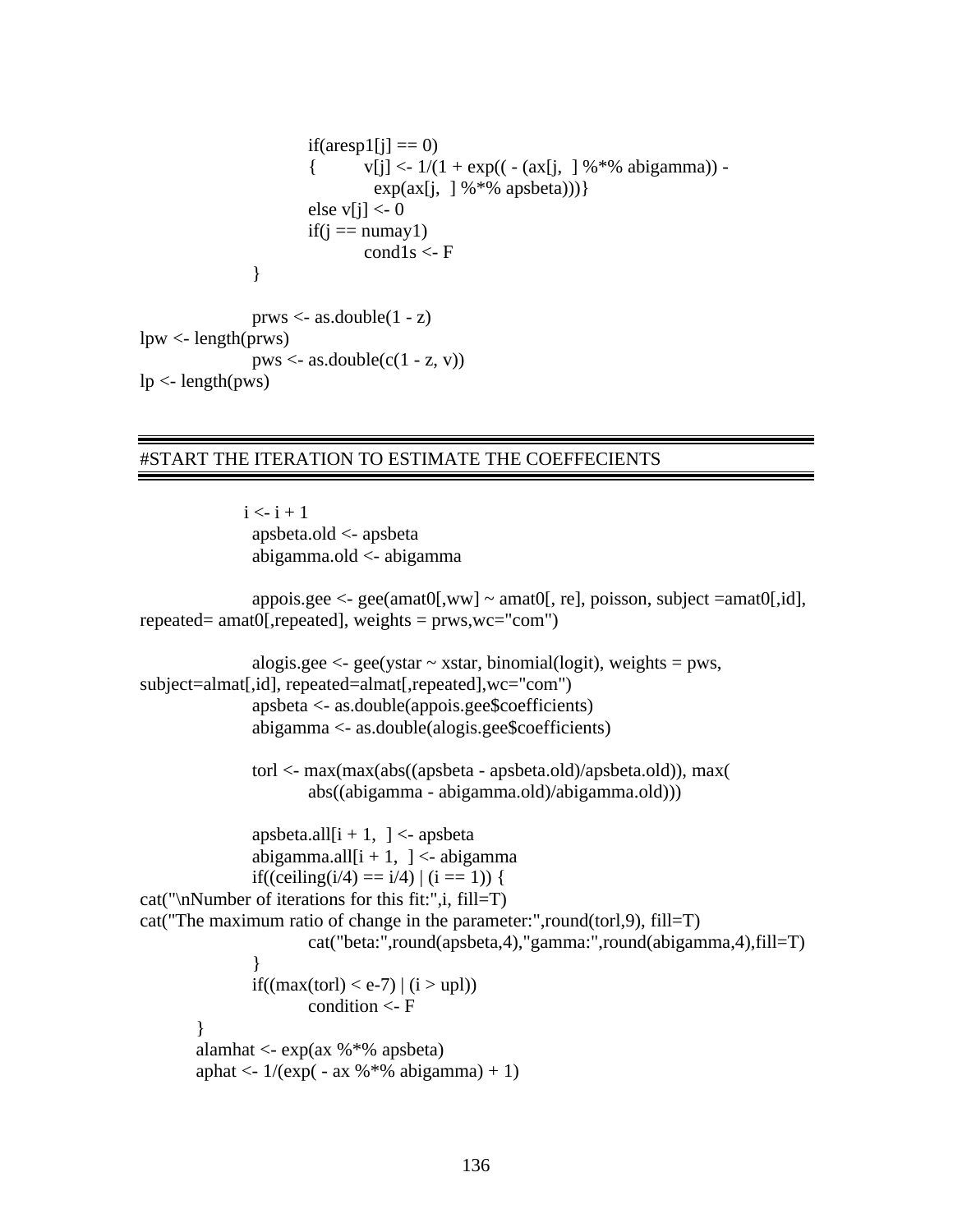```
			if(aresp1[j] == 0)
			{	v[j] <- 1/(1 + exp(( - (ax[j,  ] %*% abigamma)) -
				  exp(ax[j,  ] %*% apsbeta)))}
			else v[j] <- 0
			if(j == numay1)
				cond1s <- F
		}

		prws <- as.double(1 - z)
lpw <- length(prws)
		pws <- as.double(c(1 - z, v))
lp <- length(pws)
```

---

#START THE ITERATION TO ESTIMATE THE COEFFECIENTS

---

```
		i <- i + 1
		apsbeta.old <- apsbeta
		abigamma.old <- abigamma

		appois.gee <- gee(amat0[,ww] ~ amat0[, re], poisson, subject =amat0[,id],
repeated= amat0[,repeated], weights = prws,wc="com")

		alogis.gee <- gee(ystar ~ xstar, binomial(logit), weights = pws,
subject=almat[,id], repeated=almat[,repeated],wc="com")
		apsbeta <- as.double(appois.gee$coefficients)
		abigamma <- as.double(alogis.gee$coefficients)

		torl <- max(max(abs((apsbeta - apsbeta.old)/apsbeta.old)), max(
			abs((abigamma - abigamma.old)/abigamma.old)))

		apsbeta.all[i + 1,  ] <- apsbeta
		abigamma.all[i + 1,  ] <- abigamma
		if((ceiling(i/4) == i/4) | (i == 1)) {
cat("\nNumber of iterations for this fit:",i, fill=T)
cat("The maximum ratio of change in the parameter:",round(torl,9), fill=T)
			cat("beta:",round(apsbeta,4),"gamma:",round(abigamma,4),fill=T)
		}
		if((max(torl) < e-7) | (i > upl))
			condition <- F
	}
	alamhat <- exp(ax %*% apsbeta)
	aphat <- 1/(exp( - ax %*% abigamma) + 1)
```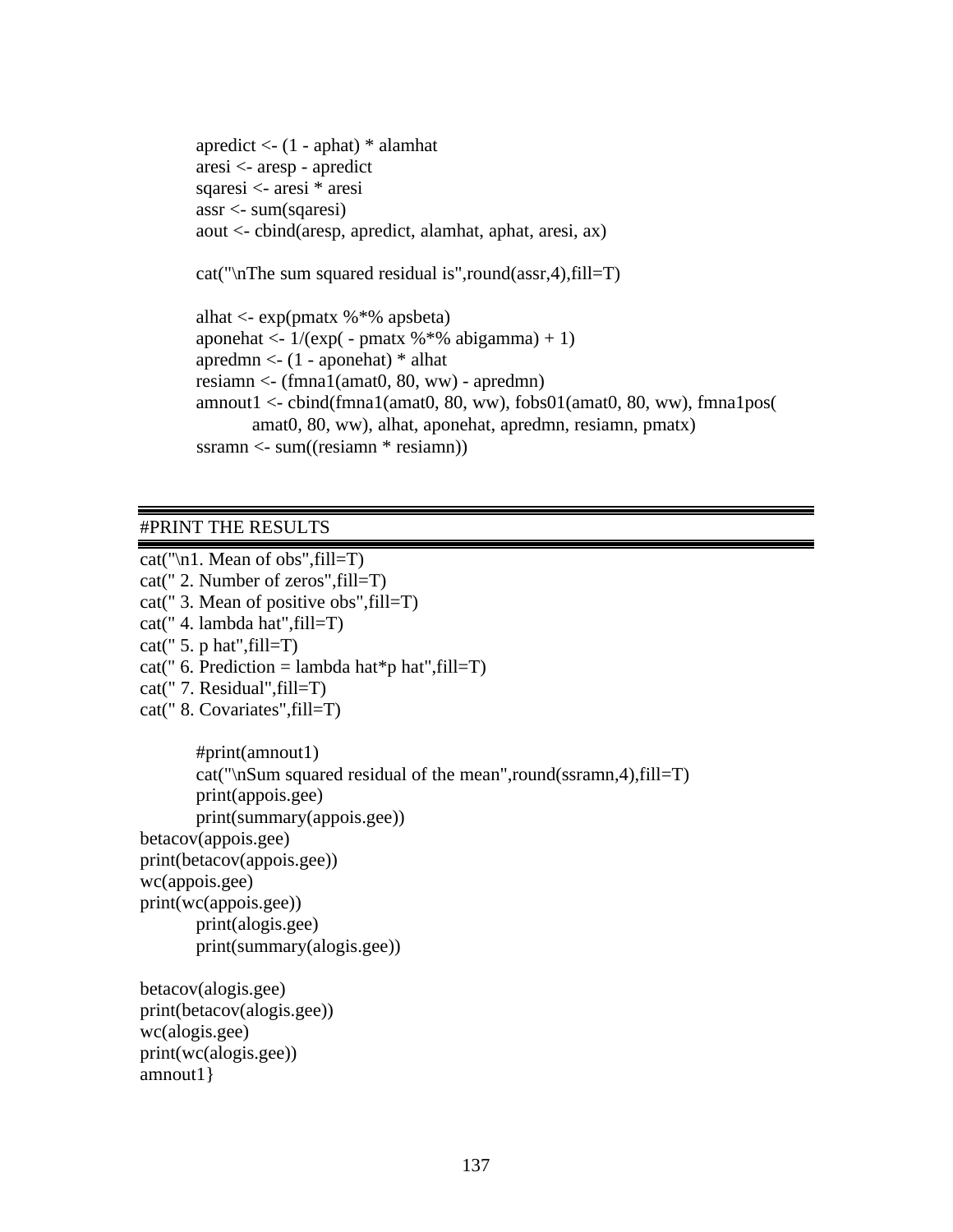```
        apredict <- (1 - aphat) * alamhat
        aresi <- aresp - apredict
        sqaresi <- aresi * aresi
        assr <- sum(sqaresi)
        aout <- cbind(aresp, apredict, alamhat, aphat, aresi, ax)

        cat("\nThe sum squared residual is",round(assr,4),fill=T)

        alhat <- exp(pmatx %*% apsbeta)
        aponehat <- 1/(exp( - pmatx %*% abigamma) + 1)
        apredmn <- (1 - aponehat) * alhat
        resiamn <- (fmna1(amat0, 80, ww) - apredmn)
        amnout1 <- cbind(fmna1(amat0, 80, ww), fobs01(amat0, 80, ww), fmna1pos(
                amat0, 80, ww), alhat, aponehat, apredmn, resiamn, pmatx)
        ssramn <- sum((resiamn * resiamn))
```

```
#PRINT THE RESULTS
```

```
cat("\n1. Mean of obs",fill=T)
cat(" 2. Number of zeros",fill=T)
cat(" 3. Mean of positive obs",fill=T)
cat(" 4. lambda hat",fill=T)
cat(" 5. p hat",fill=T)
cat(" 6. Prediction = lambda hat*p hat",fill=T)
cat(" 7. Residual",fill=T)
cat(" 8. Covariates",fill=T)

        #print(amnout1)
        cat("\nSum squared residual of the mean",round(ssramn,4),fill=T)
        print(appois.gee)
        print(summary(appois.gee))
betacov(appois.gee)
print(betacov(appois.gee))
wc(appois.gee)
print(wc(appois.gee))
        print(alogis.gee)
        print(summary(alogis.gee))

betacov(alogis.gee)
print(betacov(alogis.gee))
wc(alogis.gee)
print(wc(alogis.gee))
amnout1}
```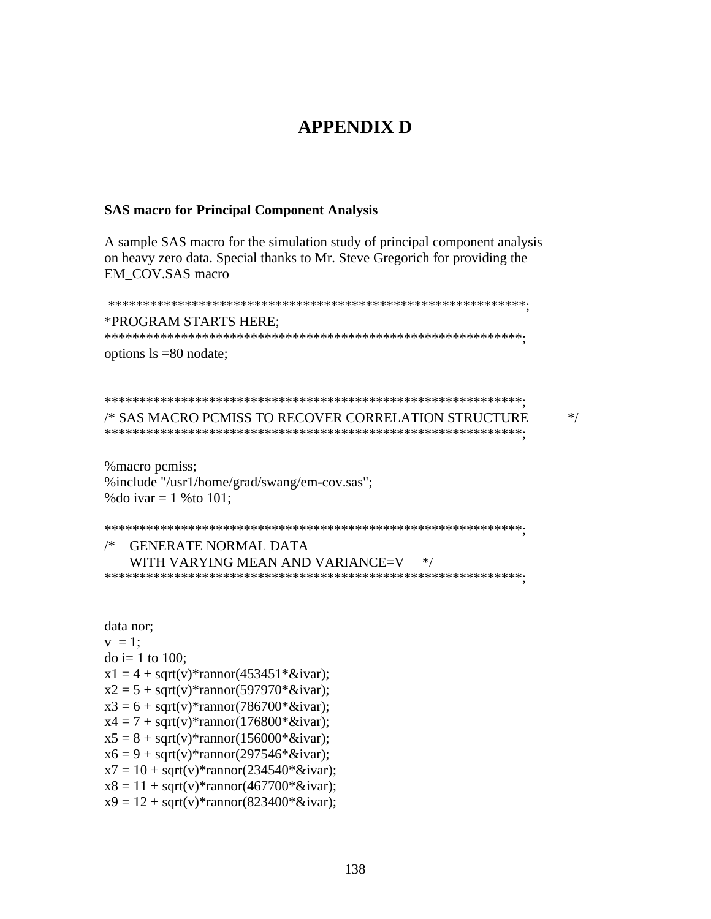# APPENDIX D

### SAS macro for Principal Component Analysis

A sample SAS macro for the simulation study of principal component analysis on heavy zero data. Special thanks to Mr. Steve Gregorich for providing the EM_COV.SAS macro

```
 *************************************************************;
*PROGRAM STARTS HERE;
*************************************************************;
options ls =80 nodate;


*************************************************************;
/* SAS MACRO PCMISS TO RECOVER CORRELATION STRUCTURE         */
*************************************************************;

%macro pcmiss;
%include "/usr1/home/grad/swang/em-cov.sas";
%do ivar = 1 %to 101;

*************************************************************;
/*   GENERATE NORMAL DATA
     WITH VARYING MEAN AND VARIANCE=V    */
*************************************************************;


data nor;
v  = 1;
do i= 1 to 100;
x1 = 4 + sqrt(v)*rannor(453451*&ivar);
x2 = 5 + sqrt(v)*rannor(597970*&ivar);
x3 = 6 + sqrt(v)*rannor(786700*&ivar);
x4 = 7 + sqrt(v)*rannor(176800*&ivar);
x5 = 8 + sqrt(v)*rannor(156000*&ivar);
x6 = 9 + sqrt(v)*rannor(297546*&ivar);
x7 = 10 + sqrt(v)*rannor(234540*&ivar);
x8 = 11 + sqrt(v)*rannor(467700*&ivar);
x9 = 12 + sqrt(v)*rannor(823400*&ivar);
```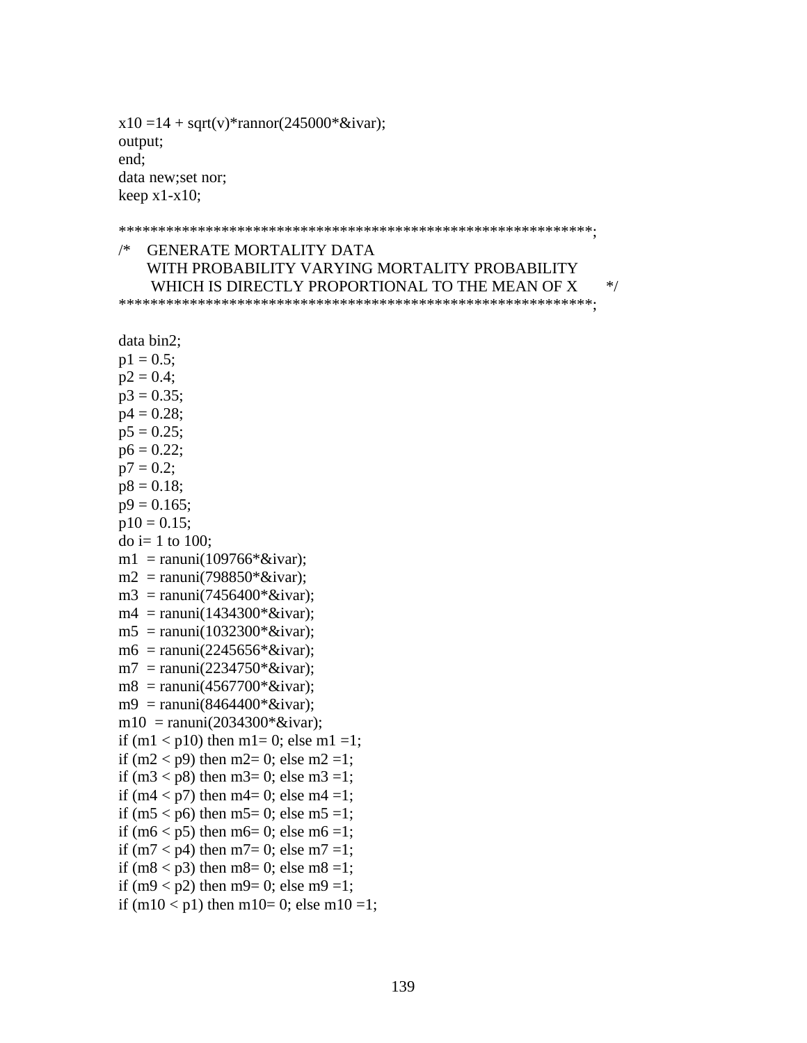```
x10 =14 + sqrt(v)*rannor(245000*&ivar);
output;
end;
data new;set nor;
keep x1-x10;

************************************************************;
/*   GENERATE MORTALITY DATA
     WITH PROBABILITY VARYING MORTALITY PROBABILITY
      WHICH IS DIRECTLY PROPORTIONAL TO THE MEAN OF X      */
************************************************************;

data bin2;
p1 = 0.5;
p2 = 0.4;
p3 = 0.35;
p4 = 0.28;
p5 = 0.25;
p6 = 0.22;
p7 = 0.2;
p8 = 0.18;
p9 = 0.165;
p10 = 0.15;
do i= 1 to 100;
m1  = ranuni(109766*&ivar);
m2  = ranuni(798850*&ivar);
m3  = ranuni(7456400*&ivar);
m4  = ranuni(1434300*&ivar);
m5  = ranuni(1032300*&ivar);
m6  = ranuni(2245656*&ivar);
m7  = ranuni(2234750*&ivar);
m8  = ranuni(4567700*&ivar);
m9  = ranuni(8464400*&ivar);
m10  = ranuni(2034300*&ivar);
if (m1 < p10) then m1= 0; else m1 =1;
if (m2 < p9) then m2= 0; else m2 =1;
if (m3 < p8) then m3= 0; else m3 =1;
if (m4 < p7) then m4= 0; else m4 =1;
if (m5 < p6) then m5= 0; else m5 =1;
if (m6 < p5) then m6= 0; else m6 =1;
if (m7 < p4) then m7= 0; else m7 =1;
if (m8 < p3) then m8= 0; else m8 =1;
if (m9 < p2) then m9= 0; else m9 =1;
if (m10 < p1) then m10= 0; else m10 =1;
```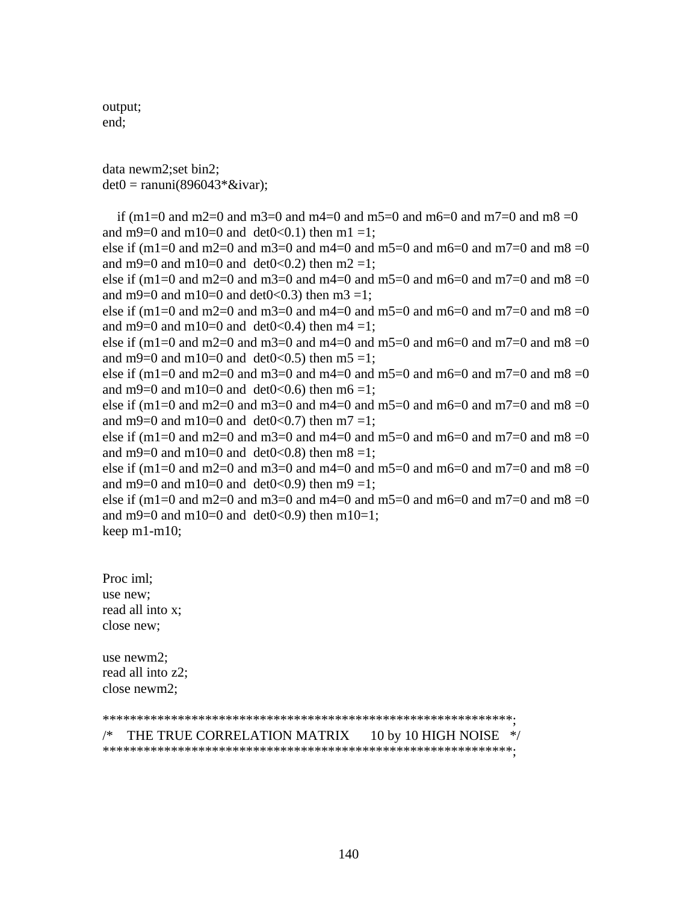```
output;
end;


data newm2;set bin2;
det0 = ranuni(896043*&ivar);

   if (m1=0 and m2=0 and m3=0 and m4=0 and m5=0 and m6=0 and m7=0 and m8 =0
and m9=0 and m10=0 and  det0<0.1) then m1 =1;
else if (m1=0 and m2=0 and m3=0 and m4=0 and m5=0 and m6=0 and m7=0 and m8 =0
and m9=0 and m10=0 and  det0<0.2) then m2 =1;
else if (m1=0 and m2=0 and m3=0 and m4=0 and m5=0 and m6=0 and m7=0 and m8 =0
and m9=0 and m10=0 and det0<0.3) then m3 =1;
else if (m1=0 and m2=0 and m3=0 and m4=0 and m5=0 and m6=0 and m7=0 and m8 =0
and m9=0 and m10=0 and  det0<0.4) then m4 =1;
else if (m1=0 and m2=0 and m3=0 and m4=0 and m5=0 and m6=0 and m7=0 and m8 =0
and m9=0 and m10=0 and  det0<0.5) then m5 =1;
else if (m1=0 and m2=0 and m3=0 and m4=0 and m5=0 and m6=0 and m7=0 and m8 =0
and m9=0 and m10=0 and  det0<0.6) then m6 =1;
else if (m1=0 and m2=0 and m3=0 and m4=0 and m5=0 and m6=0 and m7=0 and m8 =0
and m9=0 and m10=0 and  det0<0.7) then m7 =1;
else if (m1=0 and m2=0 and m3=0 and m4=0 and m5=0 and m6=0 and m7=0 and m8 =0
and m9=0 and m10=0 and  det0<0.8) then m8 =1;
else if (m1=0 and m2=0 and m3=0 and m4=0 and m5=0 and m6=0 and m7=0 and m8 =0
and m9=0 and m10=0 and  det0<0.9) then m9 =1;
else if (m1=0 and m2=0 and m3=0 and m4=0 and m5=0 and m6=0 and m7=0 and m8 =0
and m9=0 and m10=0 and  det0<0.9) then m10=1;
keep m1-m10;


Proc iml;
use new;
read all into x;
close new;

use newm2;
read all into z2;
close newm2;

************************************************************;
/*    THE TRUE CORRELATION MATRIX      10 by 10 HIGH NOISE   */
************************************************************;
```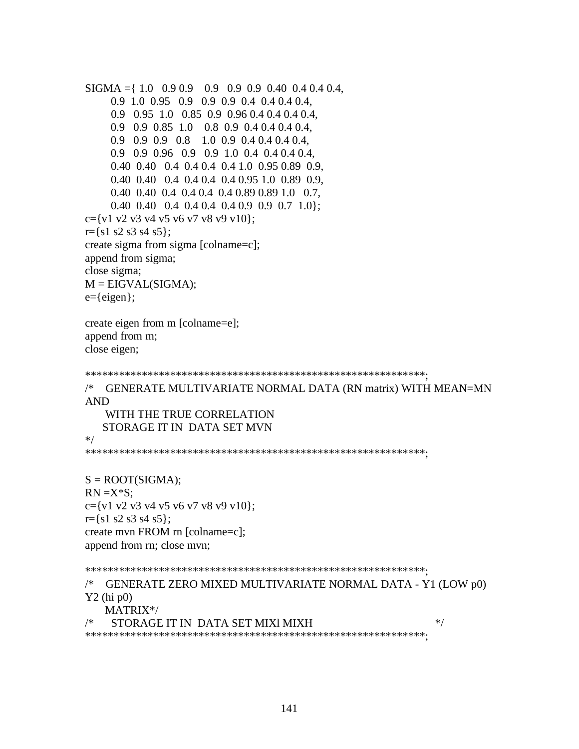```
SIGMA ={ 1.0   0.9 0.9    0.9   0.9  0.9  0.40  0.4 0.4 0.4,
        0.9  1.0  0.95   0.9   0.9  0.9  0.4  0.4 0.4 0.4,
        0.9   0.95  1.0   0.85  0.9  0.96 0.4 0.4 0.4 0.4,
        0.9   0.9  0.85  1.0    0.8  0.9  0.4 0.4 0.4 0.4,
        0.9   0.9  0.9   0.8    1.0  0.9  0.4 0.4 0.4 0.4,
        0.9   0.9  0.96   0.9   0.9  1.0  0.4  0.4 0.4 0.4,
        0.40  0.40   0.4  0.4 0.4  0.4 1.0  0.95 0.89  0.9,
        0.40  0.40   0.4  0.4 0.4  0.4 0.95 1.0  0.89  0.9,
        0.40  0.40  0.4  0.4 0.4  0.4 0.89 0.89 1.0   0.7,
        0.40  0.40   0.4  0.4 0.4  0.4 0.9  0.9  0.7  1.0};
c={v1 v2 v3 v4 v5 v6 v7 v8 v9 v10};
r={s1 s2 s3 s4 s5};
create sigma from sigma [colname=c];
append from sigma;
close sigma;
M = EIGVAL(SIGMA);
e={eigen};

create eigen from m [colname=e];
append from m;
close eigen;

************************************************************;
/*    GENERATE MULTIVARIATE NORMAL DATA (RN matrix) WITH MEAN=MN
AND
      WITH THE TRUE CORRELATION
     STORAGE IT IN  DATA SET MVN
*/
************************************************************;

S = ROOT(SIGMA);
RN =X*S;
c={v1 v2 v3 v4 v5 v6 v7 v8 v9 v10};
r={s1 s2 s3 s4 s5};
create mvn FROM rn [colname=c];
append from rn; close mvn;

************************************************************;
/*    GENERATE ZERO MIXED MULTIVARIATE NORMAL DATA - Y1 (LOW p0)
Y2 (hi p0)
      MATRIX*/
/*      STORAGE IT IN  DATA SET MIXl MIXH                              */
************************************************************;
```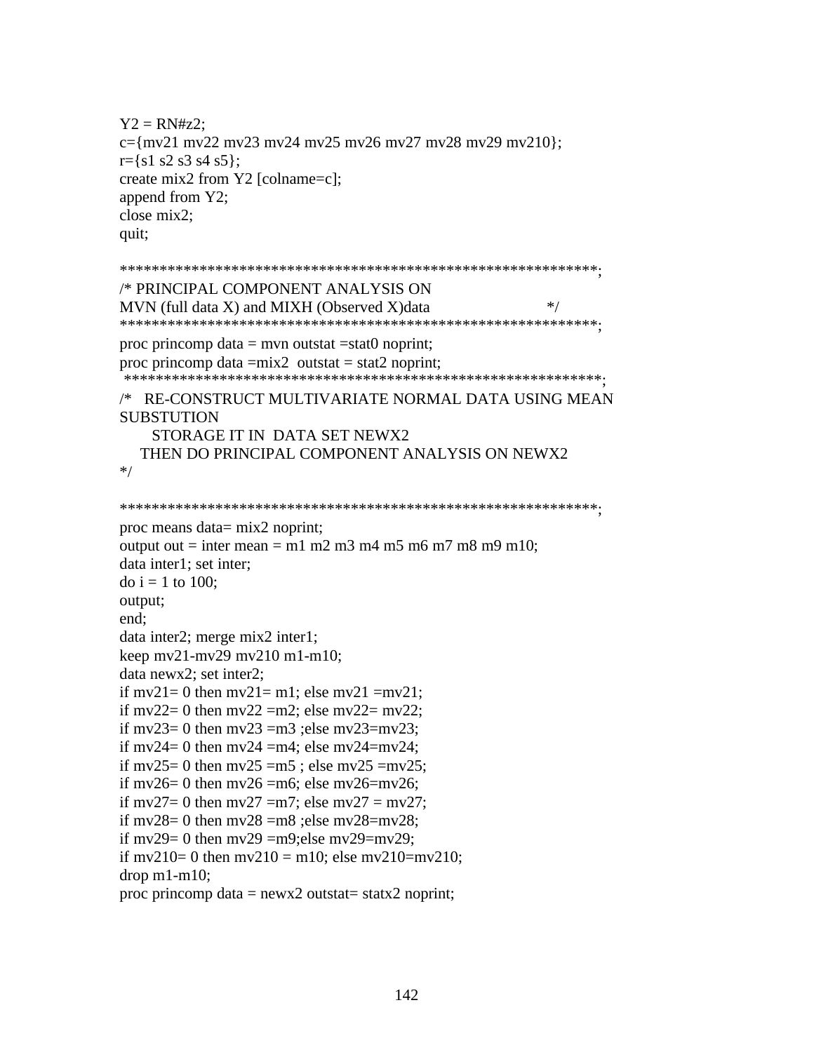```
Y2 = RN#z2;
c={mv21 mv22 mv23 mv24 mv25 mv26 mv27 mv28 mv29 mv210};
r={s1 s2 s3 s4 s5};
create mix2 from Y2 [colname=c];
append from Y2;
close mix2;
quit;

*************************************************************;
/* PRINCIPAL COMPONENT ANALYSIS ON
MVN (full data X) and MIXH (Observed X)data                    */
*************************************************************;
proc princomp data = mvn outstat =stat0 noprint;
proc princomp data =mix2  outstat = stat2 noprint;
 *************************************************************;
/*   RE-CONSTRUCT MULTIVARIATE NORMAL DATA USING MEAN
SUBSTUTION
      STORAGE IT IN  DATA SET NEWX2
    THEN DO PRINCIPAL COMPONENT ANALYSIS ON NEWX2
*/

*************************************************************;
proc means data= mix2 noprint;
output out = inter mean = m1 m2 m3 m4 m5 m6 m7 m8 m9 m10;
data inter1; set inter;
do i = 1 to 100;
output;
end;
data inter2; merge mix2 inter1;
keep mv21-mv29 mv210 m1-m10;
data newx2; set inter2;
if mv21= 0 then mv21= m1; else mv21 =mv21;
if mv22= 0 then mv22 =m2; else mv22= mv22;
if mv23= 0 then mv23 =m3 ;else mv23=mv23;
if mv24= 0 then mv24 =m4; else mv24=mv24;
if mv25= 0 then mv25 =m5 ; else mv25 =mv25;
if mv26= 0 then mv26 =m6; else mv26=mv26;
if mv27= 0 then mv27 =m7; else mv27 = mv27;
if mv28= 0 then mv28 =m8 ;else mv28=mv28;
if mv29= 0 then mv29 =m9;else mv29=mv29;
if mv210= 0 then mv210 = m10; else mv210=mv210;
drop m1-m10;
proc princomp data = newx2 outstat= statx2 noprint;
```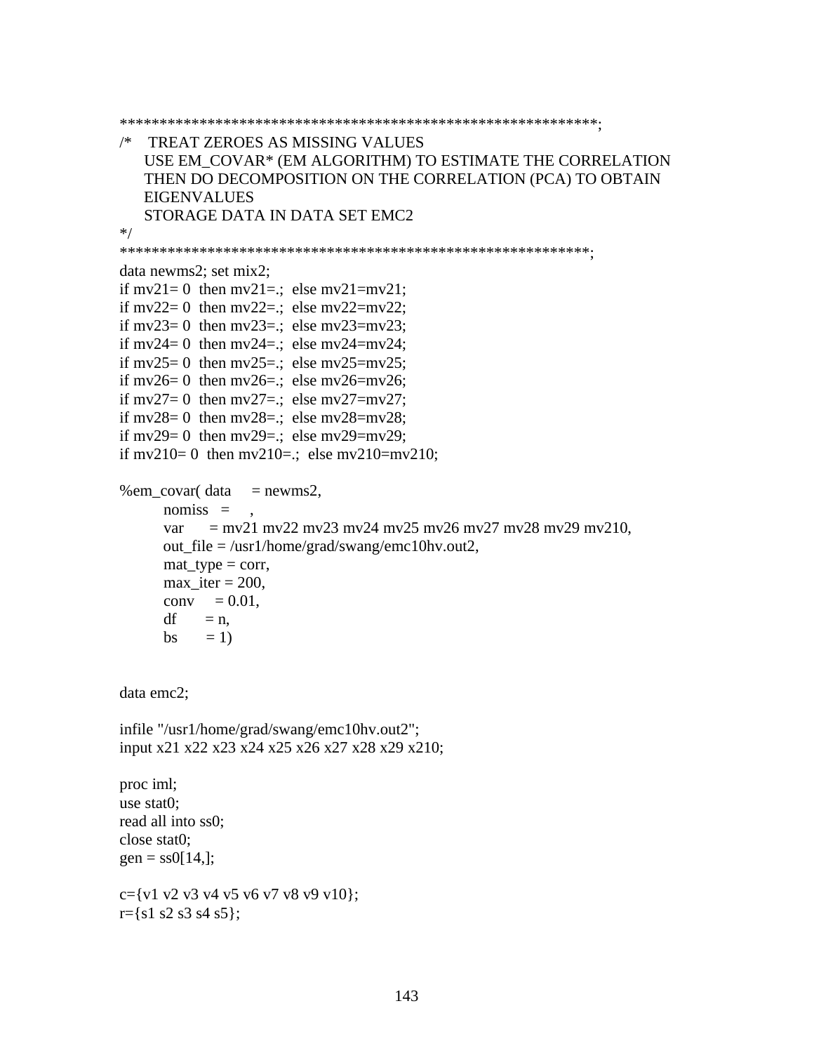```
*************************************************************;
/*   TREAT ZEROES AS MISSING VALUES
     USE EM_COVAR* (EM ALGORITHM) TO ESTIMATE THE CORRELATION
     THEN DO DECOMPOSITION ON THE CORRELATION (PCA) TO OBTAIN
     EIGENVALUES
     STORAGE DATA IN DATA SET EMC2
*/
*************************************************************;
data newms2; set mix2;
if mv21= 0  then mv21=.;  else mv21=mv21;
if mv22= 0  then mv22=.;  else mv22=mv22;
if mv23= 0  then mv23=.;  else mv23=mv23;
if mv24= 0  then mv24=.;  else mv24=mv24;
if mv25= 0  then mv25=.;  else mv25=mv25;
if mv26= 0  then mv26=.;  else mv26=mv26;
if mv27= 0  then mv27=.;  else mv27=mv27;
if mv28= 0  then mv28=.;  else mv28=mv28;
if mv29= 0  then mv29=.;  else mv29=mv29;
if mv210= 0  then mv210=.;  else mv210=mv210;

%em_covar( data     = newms2,
         nomiss   =     ,
         var      = mv21 mv22 mv23 mv24 mv25 mv26 mv27 mv28 mv29 mv210,
         out_file = /usr1/home/grad/swang/emc10hv.out2,
         mat_type = corr,
         max_iter = 200,
         conv     = 0.01,
         df       = n,
         bs       = 1)


data emc2;

infile "/usr1/home/grad/swang/emc10hv.out2";
input x21 x22 x23 x24 x25 x26 x27 x28 x29 x210;

proc iml;
use stat0;
read all into ss0;
close stat0;
gen = ss0[14,];

c={v1 v2 v3 v4 v5 v6 v7 v8 v9 v10};
r={s1 s2 s3 s4 s5};
```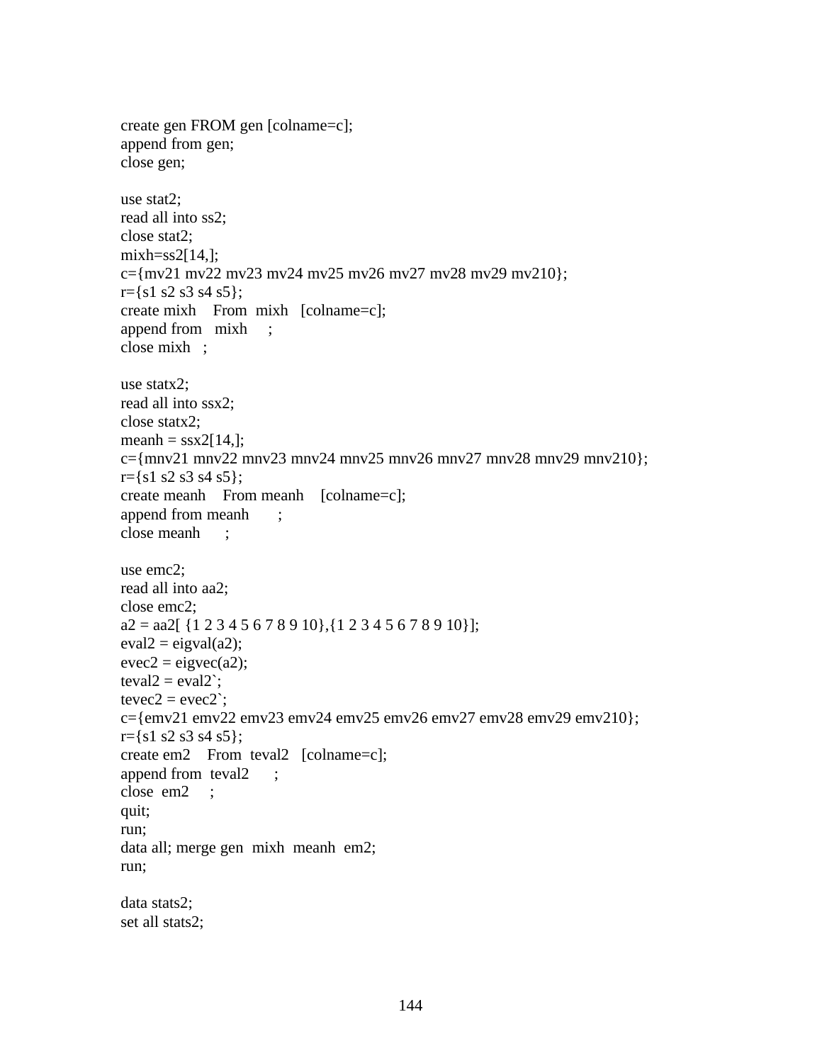```
create gen FROM gen [colname=c];
append from gen;
close gen;

use stat2;
read all into ss2;
close stat2;
mixh=ss2[14,];
c={mv21 mv22 mv23 mv24 mv25 mv26 mv27 mv28 mv29 mv210};
r={s1 s2 s3 s4 s5};
create mixh    From  mixh   [colname=c];
append from   mixh     ;
close mixh   ;

use statx2;
read all into ssx2;
close statx2;
meanh = ssx2[14,];
c={mnv21 mnv22 mnv23 mnv24 mnv25 mnv26 mnv27 mnv28 mnv29 mnv210};
r={s1 s2 s3 s4 s5};
create meanh    From meanh    [colname=c];
append from meanh       ;
close meanh      ;

use emc2;
read all into aa2;
close emc2;
a2 = aa2[ {1 2 3 4 5 6 7 8 9 10},{1 2 3 4 5 6 7 8 9 10}];
eval2 = eigval(a2);
evec2 = eigvec(a2);
teval2 = eval2`;
tevec2 = evec2`;
c={emv21 emv22 emv23 emv24 emv25 emv26 emv27 emv28 emv29 emv210};
r={s1 s2 s3 s4 s5};
create em2    From  teval2   [colname=c];
append from  teval2      ;
close  em2     ;
quit;
run;
data all; merge gen  mixh  meanh  em2;
run;

data stats2;
set all stats2;
```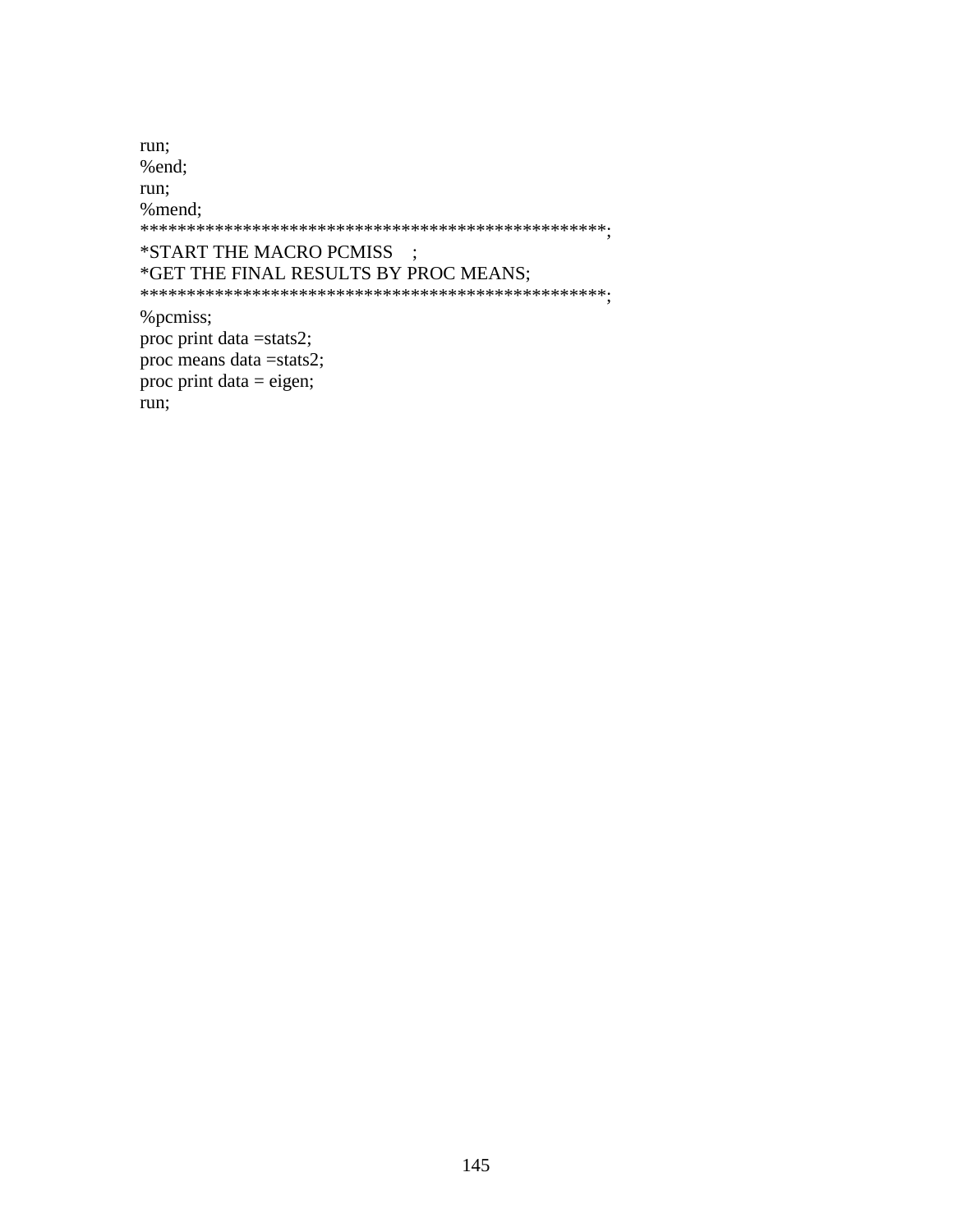```
run;
%end;
run;
%mend;
***************************************************;
*START THE MACRO PCMISS    ;
*GET THE FINAL RESULTS BY PROC MEANS;
***************************************************;
%pcmiss;
proc print data =stats2;
proc means data =stats2;
proc print data = eigen;
run;
```